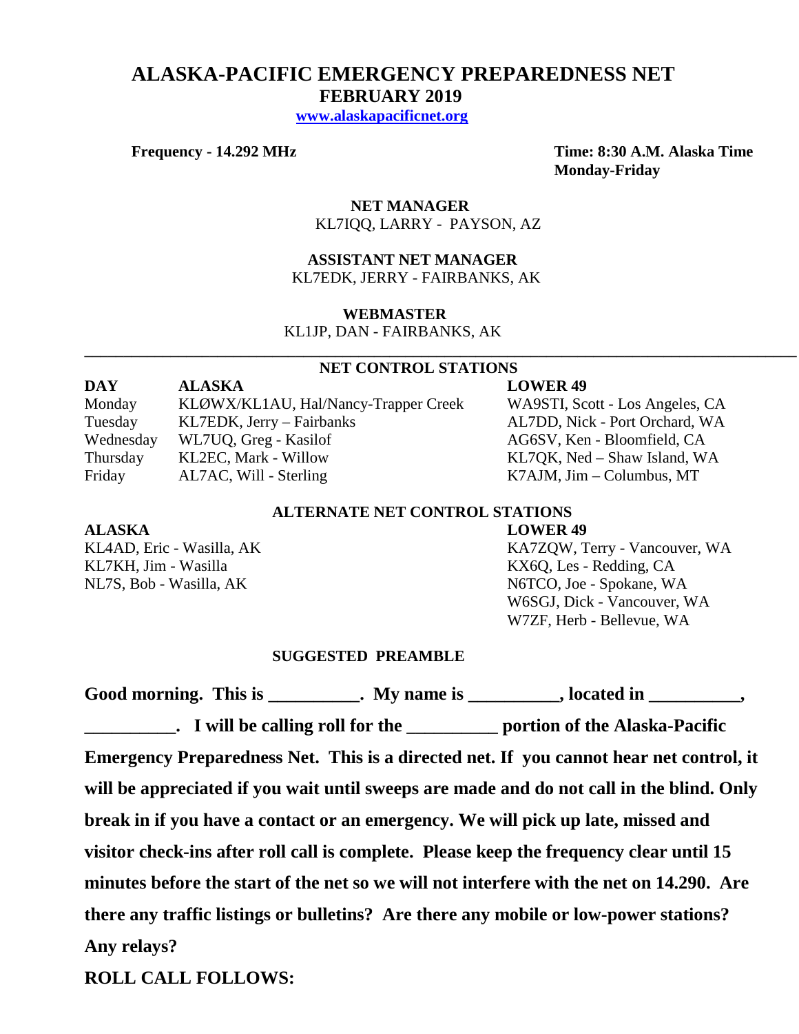# ALASKA-PACIFIC EMERGENCY PREPAREDNESS NET

## FEBRUARY 2019

[www.alaskapacificnet.org](http://www.alaskapacificnet.org)

**Frequency - 14.292 MHz**

**Time: 8:30 A.M. Alaska Time**
**Monday-Friday**

**NET MANAGER**
KL7IQQ, LARRY - PAYSON, AZ

**ASSISTANT NET MANAGER**
KL7EDK, JERRY - FAIRBANKS, AK

**WEBMASTER**
KL1JP, DAN - FAIRBANKS, AK

---

### NET CONTROL STATIONS

| DAY | ALASKA | LOWER 49 |
|---|---|---|
| Monday | KLØWX/KL1AU, Hal/Nancy-Trapper Creek | WA9STI, Scott - Los Angeles, CA |
| Tuesday | KL7EDK, Jerry – Fairbanks | AL7DD, Nick - Port Orchard, WA |
| Wednesday | WL7UQ, Greg - Kasilof | AG6SV, Ken - Bloomfield, CA |
| Thursday | KL2EC, Mark - Willow | KL7QK, Ned – Shaw Island, WA |
| Friday | AL7AC, Will - Sterling | K7AJM, Jim – Columbus, MT |

### ALTERNATE NET CONTROL STATIONS

| ALASKA | LOWER 49 |
|---|---|
| KL4AD, Eric - Wasilla, AK | KA7ZQW, Terry - Vancouver, WA |
| KL7KH, Jim - Wasilla | KX6Q, Les - Redding, CA |
| NL7S, Bob - Wasilla, AK | N6TCO, Joe - Spokane, WA |
| | W6SGJ, Dick - Vancouver, WA |
| | W7ZF, Herb - Bellevue, WA |

### SUGGESTED PREAMBLE

**Good morning. This is __________. My name is __________, located in __________, __________. I will be calling roll for the __________ portion of the Alaska-Pacific Emergency Preparedness Net. This is a directed net. If you cannot hear net control, it will be appreciated if you wait until sweeps are made and do not call in the blind. Only break in if you have a contact or an emergency. We will pick up late, missed and visitor check-ins after roll call is complete. Please keep the frequency clear until 15 minutes before the start of the net so we will not interfere with the net on 14.290. Are there any traffic listings or bulletins? Are there any mobile or low-power stations? Any relays?**

**ROLL CALL FOLLOWS:**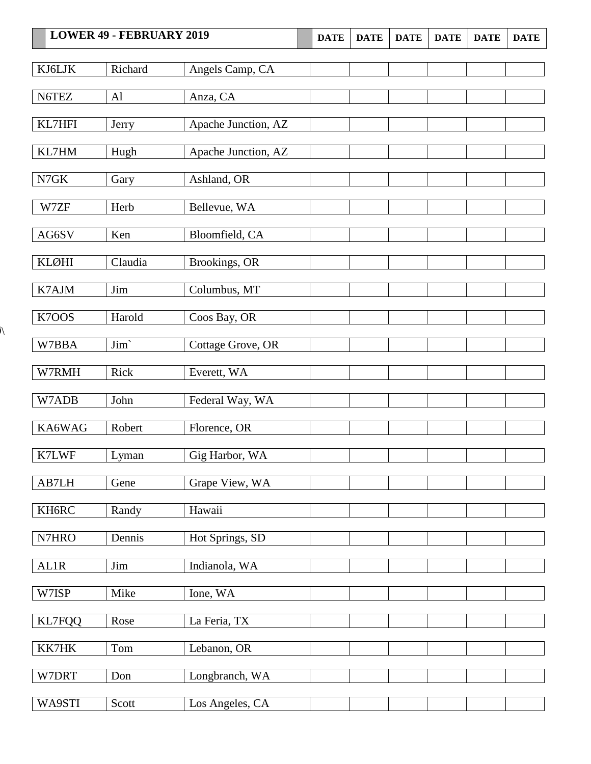| LOWER 49 - FEBRUARY 2019 | | | DATE | DATE | DATE | DATE | DATE | DATE |
|---|---|---|---|---|---|---|---|---|
| KJ6LJK | Richard | Angels Camp, CA | | | | | | |
| N6TEZ | Al | Anza, CA | | | | | | |
| KL7HFI | Jerry | Apache Junction, AZ | | | | | | |
| KL7HM | Hugh | Apache Junction, AZ | | | | | | |
| N7GK | Gary | Ashland, OR | | | | | | |
| W7ZF | Herb | Bellevue, WA | | | | | | |
| AG6SV | Ken | Bloomfield, CA | | | | | | |
| KLØHI | Claudia | Brookings, OR | | | | | | |
| K7AJM | Jim | Columbus, MT | | | | | | |
| K7OOS | Harold | Coos Bay, OR | | | | | | |
| W7BBA | Jim` | Cottage Grove, OR | | | | | | |
| W7RMH | Rick | Everett, WA | | | | | | |
| W7ADB | John | Federal Way, WA | | | | | | |
| KA6WAG | Robert | Florence, OR | | | | | | |
| K7LWF | Lyman | Gig Harbor, WA | | | | | | |
| AB7LH | Gene | Grape View, WA | | | | | | |
| KH6RC | Randy | Hawaii | | | | | | |
| N7HRO | Dennis | Hot Springs, SD | | | | | | |
| AL1R | Jim | Indianola, WA | | | | | | |
| W7ISP | Mike | Ione, WA | | | | | | |
| KL7FQQ | Rose | La Feria, TX | | | | | | |
| KK7HK | Tom | Lebanon, OR | | | | | | |
| W7DRT | Don | Longbranch, WA | | | | | | |
| WA9STI | Scott | Los Angeles, CA | | | | | | |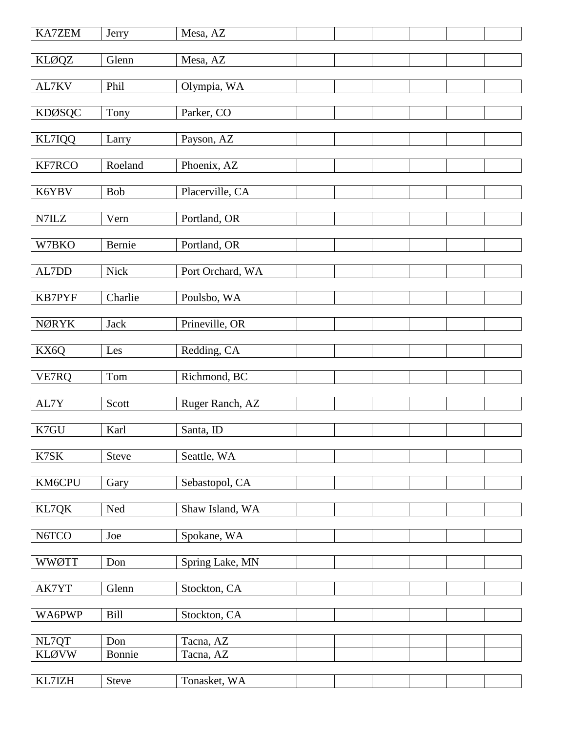| | | | | | | | | |
|---|---|---|---|---|---|---|---|---|
| KA7ZEM | Jerry | Mesa, AZ | | | | | | |
| KLØQZ | Glenn | Mesa, AZ | | | | | | |
| AL7KV | Phil | Olympia, WA | | | | | | |
| KDØSQC | Tony | Parker, CO | | | | | | |
| KL7IQQ | Larry | Payson, AZ | | | | | | |
| KF7RCO | Roeland | Phoenix, AZ | | | | | | |
| K6YBV | Bob | Placerville, CA | | | | | | |
| N7ILZ | Vern | Portland, OR | | | | | | |
| W7BKO | Bernie | Portland, OR | | | | | | |
| AL7DD | Nick | Port Orchard, WA | | | | | | |
| KB7PYF | Charlie | Poulsbo, WA | | | | | | |
| NØRYK | Jack | Prineville, OR | | | | | | |
| KX6Q | Les | Redding, CA | | | | | | |
| VE7RQ | Tom | Richmond, BC | | | | | | |
| AL7Y | Scott | Ruger Ranch, AZ | | | | | | |
| K7GU | Karl | Santa, ID | | | | | | |
| K7SK | Steve | Seattle, WA | | | | | | |
| KM6CPU | Gary | Sebastopol, CA | | | | | | |
| KL7QK | Ned | Shaw Island, WA | | | | | | |
| N6TCO | Joe | Spokane, WA | | | | | | |
| WWØTT | Don | Spring Lake, MN | | | | | | |
| AK7YT | Glenn | Stockton, CA | | | | | | |
| WA6PWP | Bill | Stockton, CA | | | | | | |
| NL7QT | Don | Tacna, AZ | | | | | | |
| KLØVW | Bonnie | Tacna, AZ | | | | | | |
| KL7IZH | Steve | Tonasket, WA | | | | | | |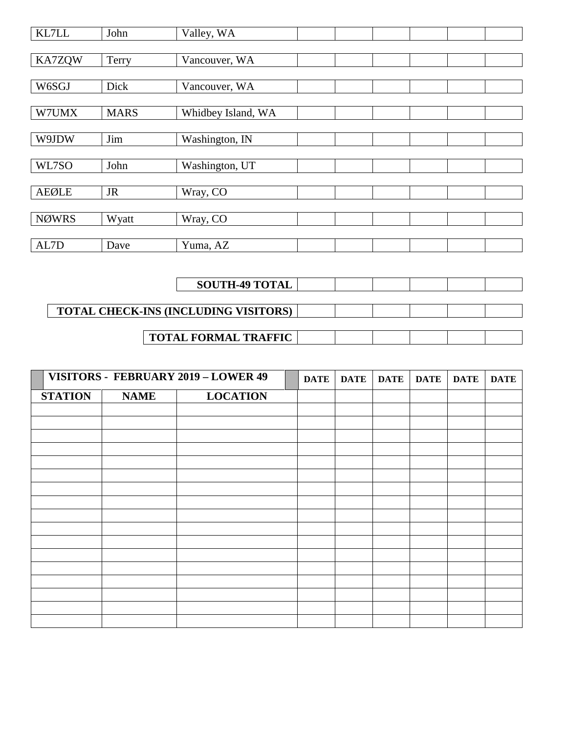| | | | | | | | | |
|---|---|---|---|---|---|---|---|---|
| KL7LL | John | Valley, WA | | | | | | |
| KA7ZQW | Terry | Vancouver, WA | | | | | | |
| W6SGJ | Dick | Vancouver, WA | | | | | | |
| W7UMX | MARS | Whidbey Island, WA | | | | | | |
| W9JDW | Jim | Washington, IN | | | | | | |
| WL7SO | John | Washington, UT | | | | | | |
| AEØLE | JR | Wray, CO | | | | | | |
| NØWRS | Wyatt | Wray, CO | | | | | | |
| AL7D | Dave | Yuma, AZ | | | | | | |

| | | | | | | |
|---|---|---|---|---|---|---|
| **SOUTH-49 TOTAL** | | | | | | |
| **TOTAL CHECK-INS (INCLUDING VISITORS)** | | | | | | |
| **TOTAL FORMAL TRAFFIC** | | | | | | |

| **VISITORS - FEBRUARY 2019 – LOWER 49** | | | **DATE** | **DATE** | **DATE** | **DATE** | **DATE** | **DATE** |
|---|---|---|---|---|---|---|---|---|
| **STATION** | **NAME** | **LOCATION** | | | | | | |
| | | | | | | | | |
| | | | | | | | | |
| | | | | | | | | |
| | | | | | | | | |
| | | | | | | | | |
| | | | | | | | | |
| | | | | | | | | |
| | | | | | | | | |
| | | | | | | | | |
| | | | | | | | | |
| | | | | | | | | |
| | | | | | | | | |
| | | | | | | | | |
| | | | | | | | | |
| | | | | | | | | |
| | | | | | | | | |
| | | | | | | | | |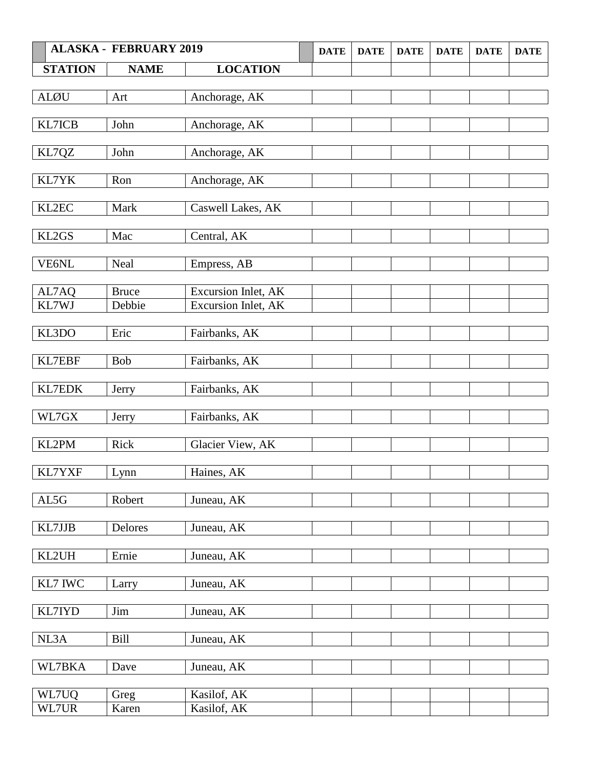| ALASKA - FEBRUARY 2019 | | | DATE | DATE | DATE | DATE | DATE | DATE |
|---|---|---|---|---|---|---|---|---|
| STATION | NAME | LOCATION | | | | | | |
| ALØU | Art | Anchorage, AK | | | | | | |
| KL7ICB | John | Anchorage, AK | | | | | | |
| KL7QZ | John | Anchorage, AK | | | | | | |
| KL7YK | Ron | Anchorage, AK | | | | | | |
| KL2EC | Mark | Caswell Lakes, AK | | | | | | |
| KL2GS | Mac | Central, AK | | | | | | |
| VE6NL | Neal | Empress, AB | | | | | | |
| AL7AQ | Bruce | Excursion Inlet, AK | | | | | | |
| KL7WJ | Debbie | Excursion Inlet, AK | | | | | | |
| KL3DO | Eric | Fairbanks, AK | | | | | | |
| KL7EBF | Bob | Fairbanks, AK | | | | | | |
| KL7EDK | Jerry | Fairbanks, AK | | | | | | |
| WL7GX | Jerry | Fairbanks, AK | | | | | | |
| KL2PM | Rick | Glacier View, AK | | | | | | |
| KL7YXF | Lynn | Haines, AK | | | | | | |
| AL5G | Robert | Juneau, AK | | | | | | |
| KL7JJB | Delores | Juneau, AK | | | | | | |
| KL2UH | Ernie | Juneau, AK | | | | | | |
| KL7 IWC | Larry | Juneau, AK | | | | | | |
| KL7IYD | Jim | Juneau, AK | | | | | | |
| NL3A | Bill | Juneau, AK | | | | | | |
| WL7BKA | Dave | Juneau, AK | | | | | | |
| WL7UQ | Greg | Kasilof, AK | | | | | | |
| WL7UR | Karen | Kasilof, AK | | | | | | |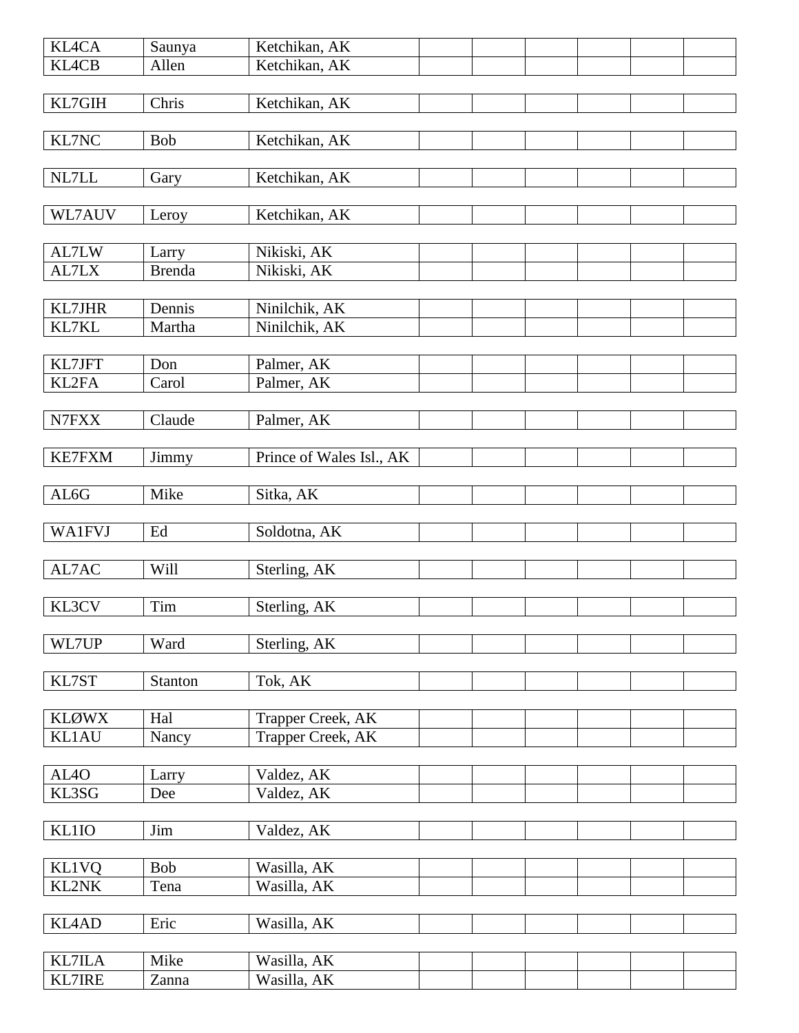| | | | | | | | | |
|---|---|---|---|---|---|---|---|---|
| KL4CA | Saunya | Ketchikan, AK | | | | | | |
| KL4CB | Allen | Ketchikan, AK | | | | | | |
| KL7GIH | Chris | Ketchikan, AK | | | | | | |
| KL7NC | Bob | Ketchikan, AK | | | | | | |
| NL7LL | Gary | Ketchikan, AK | | | | | | |
| WL7AUV | Leroy | Ketchikan, AK | | | | | | |
| AL7LW | Larry | Nikiski, AK | | | | | | |
| AL7LX | Brenda | Nikiski, AK | | | | | | |
| KL7JHR | Dennis | Ninilchik, AK | | | | | | |
| KL7KL | Martha | Ninilchik, AK | | | | | | |
| KL7JFT | Don | Palmer, AK | | | | | | |
| KL2FA | Carol | Palmer, AK | | | | | | |
| N7FXX | Claude | Palmer, AK | | | | | | |
| KE7FXM | Jimmy | Prince of Wales Isl., AK | | | | | | |
| AL6G | Mike | Sitka, AK | | | | | | |
| WA1FVJ | Ed | Soldotna, AK | | | | | | |
| AL7AC | Will | Sterling, AK | | | | | | |
| KL3CV | Tim | Sterling, AK | | | | | | |
| WL7UP | Ward | Sterling, AK | | | | | | |
| KL7ST | Stanton | Tok, AK | | | | | | |
| KLØWX | Hal | Trapper Creek, AK | | | | | | |
| KL1AU | Nancy | Trapper Creek, AK | | | | | | |
| AL4O | Larry | Valdez, AK | | | | | | |
| KL3SG | Dee | Valdez, AK | | | | | | |
| KL1IO | Jim | Valdez, AK | | | | | | |
| KL1VQ | Bob | Wasilla, AK | | | | | | |
| KL2NK | Tena | Wasilla, AK | | | | | | |
| KL4AD | Eric | Wasilla, AK | | | | | | |
| KL7ILA | Mike | Wasilla, AK | | | | | | |
| KL7IRE | Zanna | Wasilla, AK | | | | | | |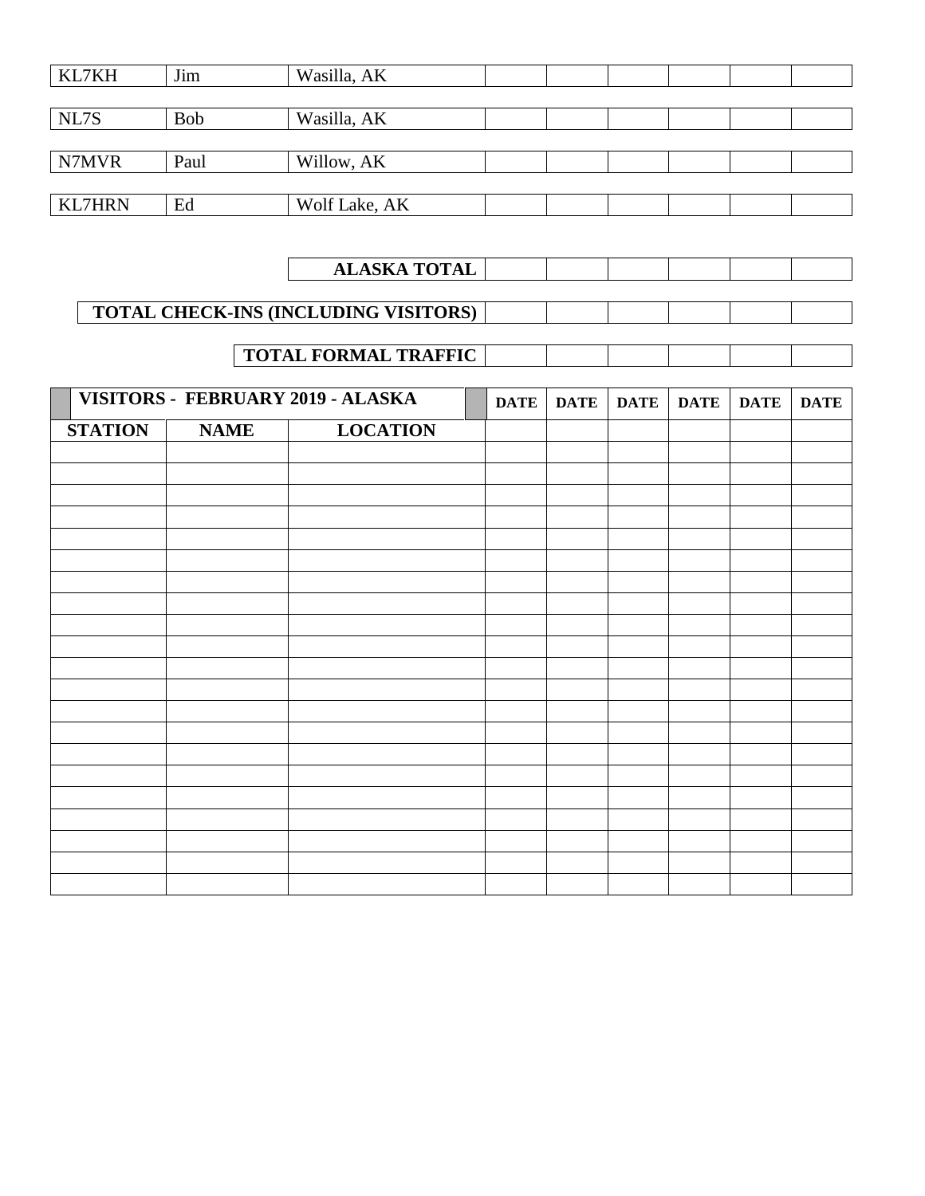| | | | | | | | | |
|---|---|---|---|---|---|---|---|---|
| KL7KH | Jim | Wasilla, AK | | | | | | |
| NL7S | Bob | Wasilla, AK | | | | | | |
| N7MVR | Paul | Willow, AK | | | | | | |
| KL7HRN | Ed | Wolf Lake, AK | | | | | | |

| | | | | | | |
|---|---|---|---|---|---|---|
| **ALASKA TOTAL** | | | | | | |
| **TOTAL CHECK-INS (INCLUDING VISITORS)** | | | | | | |
| **TOTAL FORMAL TRAFFIC** | | | | | | |

| **VISITORS - FEBRUARY 2019 - ALASKA** | | | **DATE** | **DATE** | **DATE** | **DATE** | **DATE** | **DATE** |
|---|---|---|---|---|---|---|---|---|
| **STATION** | **NAME** | **LOCATION** | | | | | | |
| | | | | | | | | |
| | | | | | | | | |
| | | | | | | | | |
| | | | | | | | | |
| | | | | | | | | |
| | | | | | | | | |
| | | | | | | | | |
| | | | | | | | | |
| | | | | | | | | |
| | | | | | | | | |
| | | | | | | | | |
| | | | | | | | | |
| | | | | | | | | |
| | | | | | | | | |
| | | | | | | | | |
| | | | | | | | | |
| | | | | | | | | |
| | | | | | | | | |
| | | | | | | | | |
| | | | | | | | | |
| | | | | | | | | |